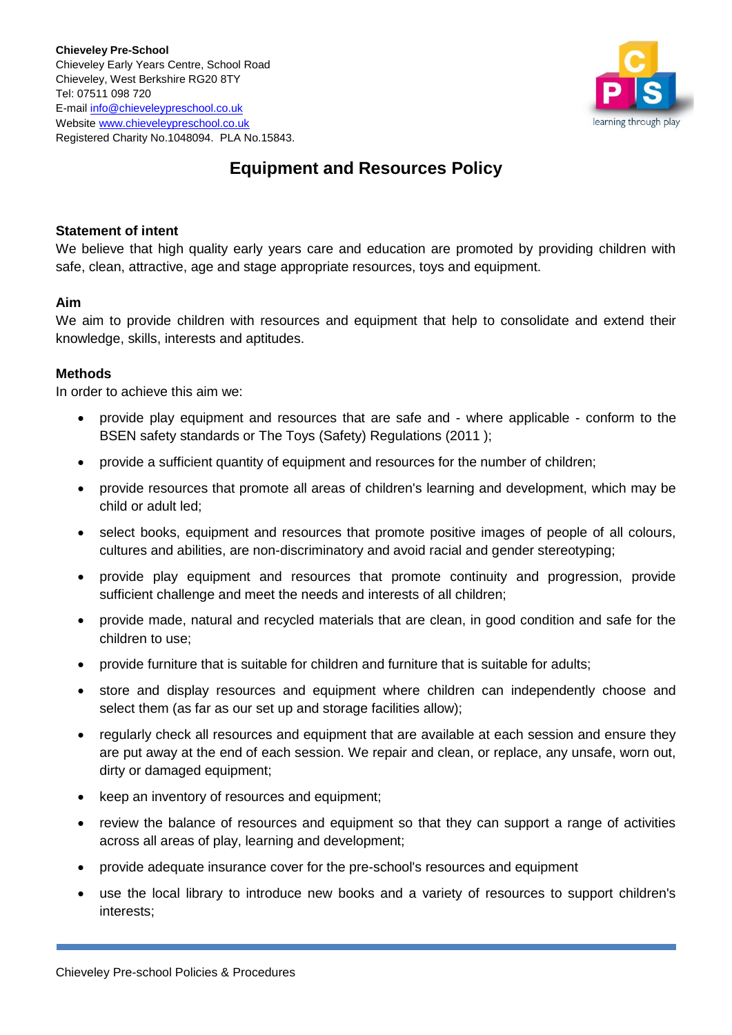**Chieveley Pre-School**
Chieveley Early Years Centre, School Road
Chieveley, West Berkshire RG20 8TY
Tel: 07511 098 720
E-mail info@chieveleypreschool.co.uk
Website www.chieveleypreschool.co.uk
Registered Charity No.1048094. PLA No.15843.

# Equipment and Resources Policy

**Statement of intent**

We believe that high quality early years care and education are promoted by providing children with safe, clean, attractive, age and stage appropriate resources, toys and equipment.

**Aim**

We aim to provide children with resources and equipment that help to consolidate and extend their knowledge, skills, interests and aptitudes.

**Methods**

In order to achieve this aim we:

- provide play equipment and resources that are safe and - where applicable - conform to the BSEN safety standards or The Toys (Safety) Regulations (2011 );
- provide a sufficient quantity of equipment and resources for the number of children;
- provide resources that promote all areas of children's learning and development, which may be child or adult led;
- select books, equipment and resources that promote positive images of people of all colours, cultures and abilities, are non-discriminatory and avoid racial and gender stereotyping;
- provide play equipment and resources that promote continuity and progression, provide sufficient challenge and meet the needs and interests of all children;
- provide made, natural and recycled materials that are clean, in good condition and safe for the children to use;
- provide furniture that is suitable for children and furniture that is suitable for adults;
- store and display resources and equipment where children can independently choose and select them (as far as our set up and storage facilities allow);
- regularly check all resources and equipment that are available at each session and ensure they are put away at the end of each session. We repair and clean, or replace, any unsafe, worn out, dirty or damaged equipment;
- keep an inventory of resources and equipment;
- review the balance of resources and equipment so that they can support a range of activities across all areas of play, learning and development;
- provide adequate insurance cover for the pre-school's resources and equipment
- use the local library to introduce new books and a variety of resources to support children's interests;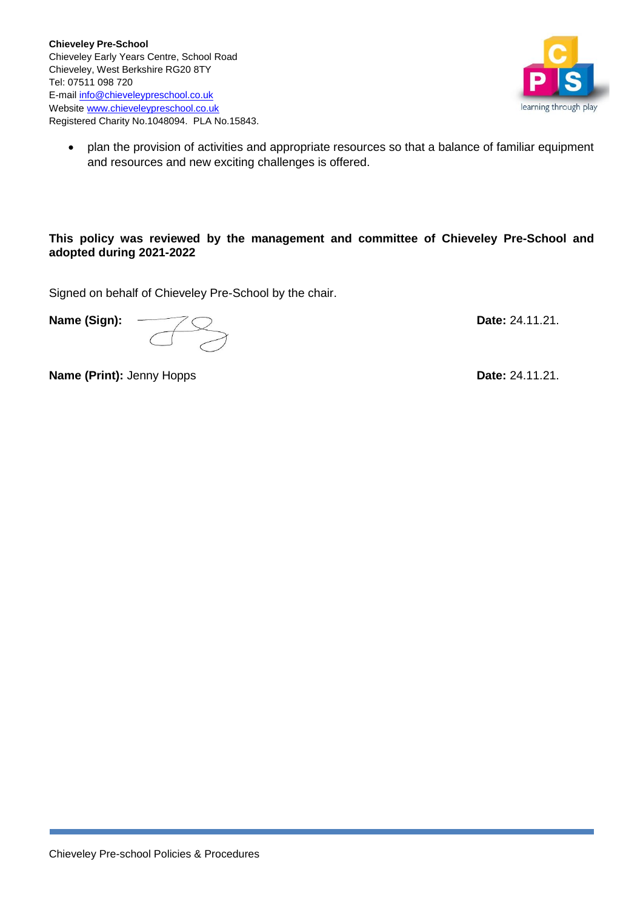- plan the provision of activities and appropriate resources so that a balance of familiar equipment and resources and new exciting challenges is offered.

**This policy was reviewed by the management and committee of Chieveley Pre-School and adopted during 2021-2022**

Signed on behalf of Chieveley Pre-School by the chair.

**Name (Sign):** **Date:** 24.11.21.

**Name (Print):** Jenny Hopps **Date:** 24.11.21.